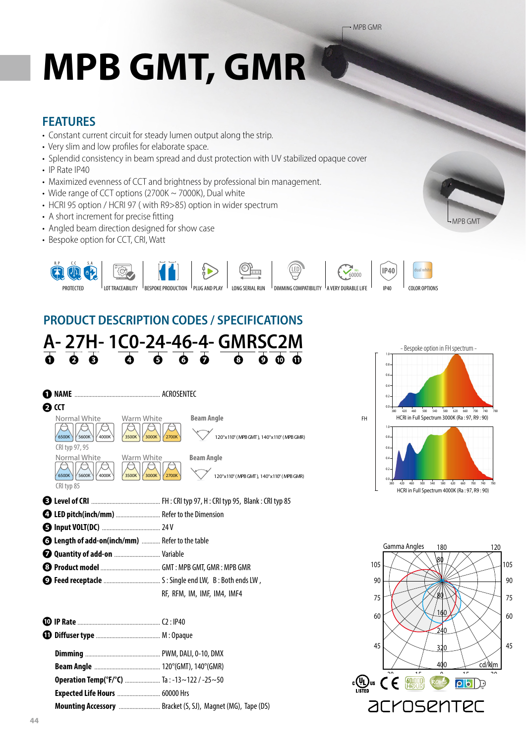# MPB GMT, GMR

MPB GMR

MPB GMT

## FEATURES

- Constant current circuit for steady lumen output along the strip.
- Very slim and low profiles for elaborate space.
- Splendid consistency in beam spread and dust protection with UV stabilized opaque cover
- IP Rate IP40
- Maximized evenness of CCT and brightness by professional bin management.
- Wide range of CCT options (2700K ~ 7000K), Dual white
- HCRI 95 option / HCRI 97 ( with R9>85) option in wider spectrum
- A short increment for precise fitting
- Angled beam direction designed for show case
- Bespoke option for CCT, CRI, Watt

PROTECTED | LOT TRACEABILITY | BESPOKE PRODUCTION | PLUG AND PLAY | LONG SERIAL RUN | DIMMING COMPATIBILITY | A VERY DURABLE LIFE | IP40 | COLOR OPTIONS

## PRODUCT DESCRIPTION CODES / SPECIFICATIONS

**A- 27H- 1C0-24-46-4- GMRSC2M**

❶ ❷ ❸ ❹ ❺ ❻ ❼ ❽ ❾ ❿ ⓫

❶ **NAME** ........................ ACROSENTEC

❷ **CCT**

Normal White: 6500K, 5600K, 4000K — Warm White: 3500K, 3000K, 2700K
CRI typ 97, 95

Beam Angle: 120°x110° ( MPB GMT ), 140°x110° ( MPB GMR)

Normal White: 6500K, 5600K, 4000K — Warm White: 3500K, 3000K, 2700K
CRI typ 85

Beam Angle: 120°x110° ( MPB GMT ), 140°x110° ( MPB GMR)

❸ **Level of CRI** ........................ FH : CRI typ 97, H : CRI typ 95, Blank : CRI typ 85

❹ **LED pitch(inch/mm)** ........................ Refer to the Dimension

❺ **Input VOLT(DC)** ........................ 24 V

❻ **Length of add-on(inch/mm)** ........................ Refer to the table

❼ **Quantity of add-on** ........................ Variable

❽ **Product model** ........................ GMT : MPB GMT, GMR : MPB GMR

❾ **Feed receptacle** ........................ S : Single end LW, B : Both ends LW , RF, RFM, IM, IMF, IM4, IMF4

❿ **IP Rate** ........................ C2 : IP40

⓫ **Diffuser type** ........................ M : Opaque

**Dimming** ........................ PWM, DALI, 0-10, DMX

**Beam Angle** ........................ 120°(GMT), 140°(GMR)

**Operation Temp(°F/°C)** ........................ Ta : -13~122 / -25~50

**Expected Life Hours** ........................ 60000 Hrs

**Mounting Accessory** ........................ Bracket (S, SJ), Magnet (MG), Tape (DS)

- Bespoke option in FH spectrum -

FH

HCRI in Full Spectrum 3000K (Ra : 97, R9 : 90)

HCRI in Full Spectrum 4000K (Ra : 97, R9 : 90)

Gamma Angles

acrosentec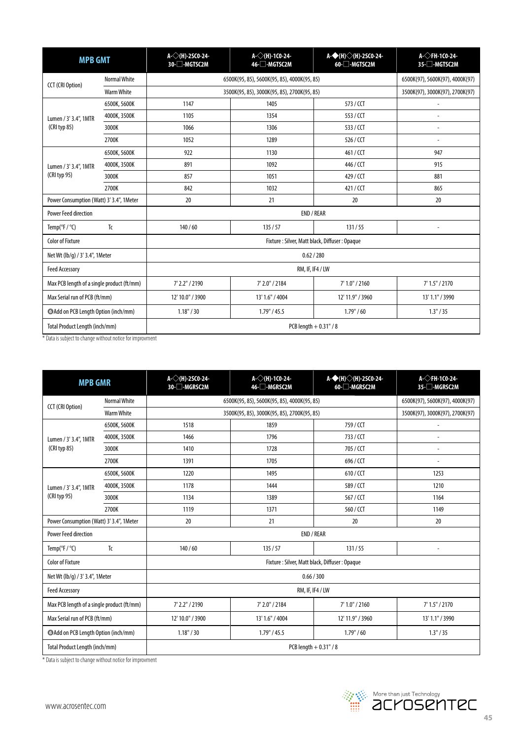| MPB GMT | | A-◇(H)-2SC0-24-30-☐-MGTSC2M | A-◇(H)-1C0-24-46-☐-MGTSC2M | A-◆(H)◇(H)-2SC0-24-60-☐-MGTSC2M | A-◇FH-1C0-24-35-☐-MGTSC2M |
|---|---|---|---|---|---|
| CCT (CRI Option) | Normal White | 6500K(95, 85), 5600K(95, 85), 4000K(95, 85) | | | 6500K(97), 5600K(97), 4000K(97) |
| | Warm White | 3500K(95, 85), 3000K(95, 85), 2700K(95, 85) | | | 3500K(97), 3000K(97), 2700K(97) |
| Lumen / 3' 3.4", 1MTR (CRI typ 85) | 6500K, 5600K | 1147 | 1405 | 573 / CCT | - |
| | 4000K, 3500K | 1105 | 1354 | 553 / CCT | - |
| | 3000K | 1066 | 1306 | 533 / CCT | - |
| | 2700K | 1052 | 1289 | 526 / CCT | - |
| Lumen / 3' 3.4", 1MTR (CRI typ 95) | 6500K, 5600K | 922 | 1130 | 461 / CCT | 947 |
| | 4000K, 3500K | 891 | 1092 | 446 / CCT | 915 |
| | 3000K | 857 | 1051 | 429 / CCT | 881 |
| | 2700K | 842 | 1032 | 421 / CCT | 865 |
| Power Consumption (Watt) 3' 3.4", 1Meter | | 20 | 21 | 20 | 20 |
| Power Feed direction | | END / REAR | | | |
| Temp(℉ / ℃) | Tc | 140 / 60 | 135 / 57 | 131 / 55 | - |
| Color of Fixture | | Fixture : Silver, Matt black, Diffuser : Opaque | | | |
| Net Wt (lb/g) / 3' 3.4", 1Meter | | 0.62 / 280 | | | |
| Feed Accessory | | RM, IF, IF4 / LW | | | |
| Max PCB length of a single product (ft/mm) | | 7' 2.2" / 2190 | 7' 2.0" / 2184 | 7' 1.0" / 2160 | 7' 1.5" / 2170 |
| Max Serial run of PCB (ft/mm) | | 12' 10.0" / 3900 | 13' 1.6" / 4004 | 12' 11.9" / 3960 | 13' 1.1" / 3990 |
| ❻Add on PCB Length Option (inch/mm) | | 1.18" / 30 | 1.79" / 45.5 | 1.79" / 60 | 1.3" / 35 |
| Total Product Length (inch/mm) | | PCB length + 0.31" / 8 | | | |

* Data is subject to change without notice for improvment

| MPB GMR | | A-◇(H)-2SC0-24-30-☐-MGRSC2M | A-◇(H)-1C0-24-46-☐-MGRSC2M | A-◆(H)◇(H)-2SC0-24-60-☐-MGRSC2M | A-◇FH-1C0-24-35-☐-MGRSC2M |
|---|---|---|---|---|---|
| CCT (CRI Option) | Normal White | 6500K(95, 85), 5600K(95, 85), 4000K(95, 85) | | | 6500K(97), 5600K(97), 4000K(97) |
| | Warm White | 3500K(95, 85), 3000K(95, 85), 2700K(95, 85) | | | 3500K(97), 3000K(97), 2700K(97) |
| Lumen / 3' 3.4", 1MTR (CRI typ 85) | 6500K, 5600K | 1518 | 1859 | 759 / CCT | - |
| | 4000K, 3500K | 1466 | 1796 | 733 / CCT | - |
| | 3000K | 1410 | 1728 | 705 / CCT | - |
| | 2700K | 1391 | 1705 | 696 / CCT | - |
| Lumen / 3' 3.4", 1MTR (CRI typ 95) | 6500K, 5600K | 1220 | 1495 | 610 / CCT | 1253 |
| | 4000K, 3500K | 1178 | 1444 | 589 / CCT | 1210 |
| | 3000K | 1134 | 1389 | 567 / CCT | 1164 |
| | 2700K | 1119 | 1371 | 560 / CCT | 1149 |
| Power Consumption (Watt) 3' 3.4", 1Meter | | 20 | 21 | 20 | 20 |
| Power Feed direction | | END / REAR | | | |
| Temp(℉ / ℃) | Tc | 140 / 60 | 135 / 57 | 131 / 55 | - |
| Color of Fixture | | Fixture : Silver, Matt black, Diffuser : Opaque | | | |
| Net Wt (lb/g) / 3' 3.4", 1Meter | | 0.66 / 300 | | | |
| Feed Accessory | | RM, IF, IF4 / LW | | | |
| Max PCB length of a single product (ft/mm) | | 7' 2.2" / 2190 | 7' 2.0" / 2184 | 7' 1.0" / 2160 | 7' 1.5" / 2170 |
| Max Serial run of PCB (ft/mm) | | 12' 10.0" / 3900 | 13' 1.6" / 4004 | 12' 11.9" / 3960 | 13' 1.1" / 3990 |
| ❻Add on PCB Length Option (inch/mm) | | 1.18" / 30 | 1.79" / 45.5 | 1.79" / 60 | 1.3" / 35 |
| Total Product Length (inch/mm) | | PCB length + 0.31" / 8 | | | |

* Data is subject to change without notice for improvment

www.acrosentec.com

More than just Technology
acrosentec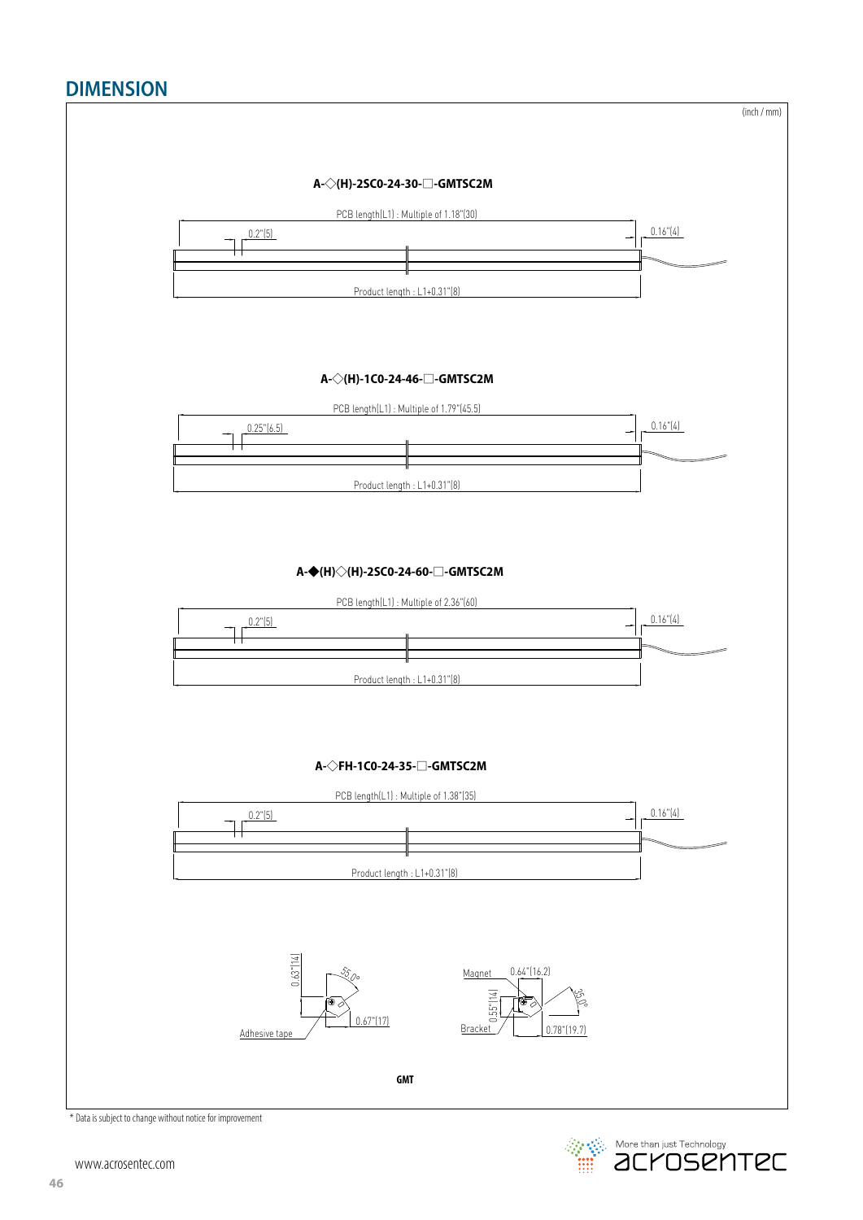## DIMENSION

(inch / mm)

**A-◇(H)-2SC0-24-30-□-GMTSC2M**

PCB length(L1) : Multiple of 1.18"(30)

0.2"(5)

0.16"(4)

Product length : L1+0.31"(8)

**A-◇(H)-1C0-24-46-□-GMTSC2M**

PCB length(L1) : Multiple of 1.79"(45.5)

0.25"(6.5)

0.16"(4)

Product length : L1+0.31"(8)

**A-◆(H)◇(H)-2SC0-24-60-□-GMTSC2M**

PCB length(L1) : Multiple of 2.36"(60)

0.2"(5)

0.16"(4)

Product length : L1+0.31"(8)

**A-◇FH-1C0-24-35-□-GMTSC2M**

PCB length(L1) : Multiple of 1.38"(35)

0.2"(5)

0.16"(4)

Product length : L1+0.31"(8)

0.63"(14) 55.0° 0.67"(17) Adhesive tape

Magnet 0.64"(16.2) 0.55"(14) 35.0° Bracket 0.78"(19.7)

**GMT**

* Data is subject to change without notice for improvement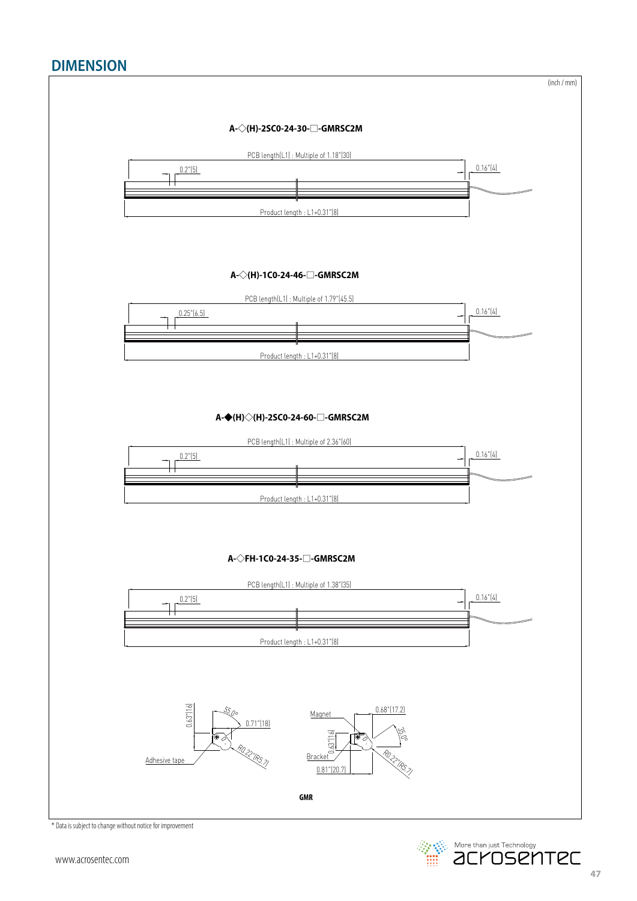## DIMENSION

(inch / mm)

**A-◇(H)-2SC0-24-30-□-GMRSC2M**

PCB length(L1) : Multiple of 1.18"[30]

0.2"[5]

0.16"[4]

Product length : L1+0.31"[8]

**A-◇(H)-1C0-24-46-□-GMRSC2M**

PCB length(L1) : Multiple of 1.79"[45.5]

0.25"[6.5]

0.16"[4]

Product length : L1+0.31"[8]

**A-◆(H)◇(H)-2SC0-24-60-□-GMRSC2M**

PCB length(L1) : Multiple of 2.36"[60]

0.2"[5]

0.16"[4]

Product length : L1+0.31"[8]

**A-◇FH-1C0-24-35-□-GMRSC2M**

PCB length(L1) : Multiple of 1.38"[35]

0.2"[5]

0.16"[4]

Product length : L1+0.31"[8]

0.63"[16]

55.0°

0.71"[18]

R0.22"[R5.7]

Adhesive tape

Magnet

0.68"[17.2]

0.63"[16]

35.0°

Bracket

R0.22"[R5.7]

0.81"[20.7]

**GMR**

* Data is subject to change without notice for improvement

www.acrosentec.com

More than just Technology
acrosentec